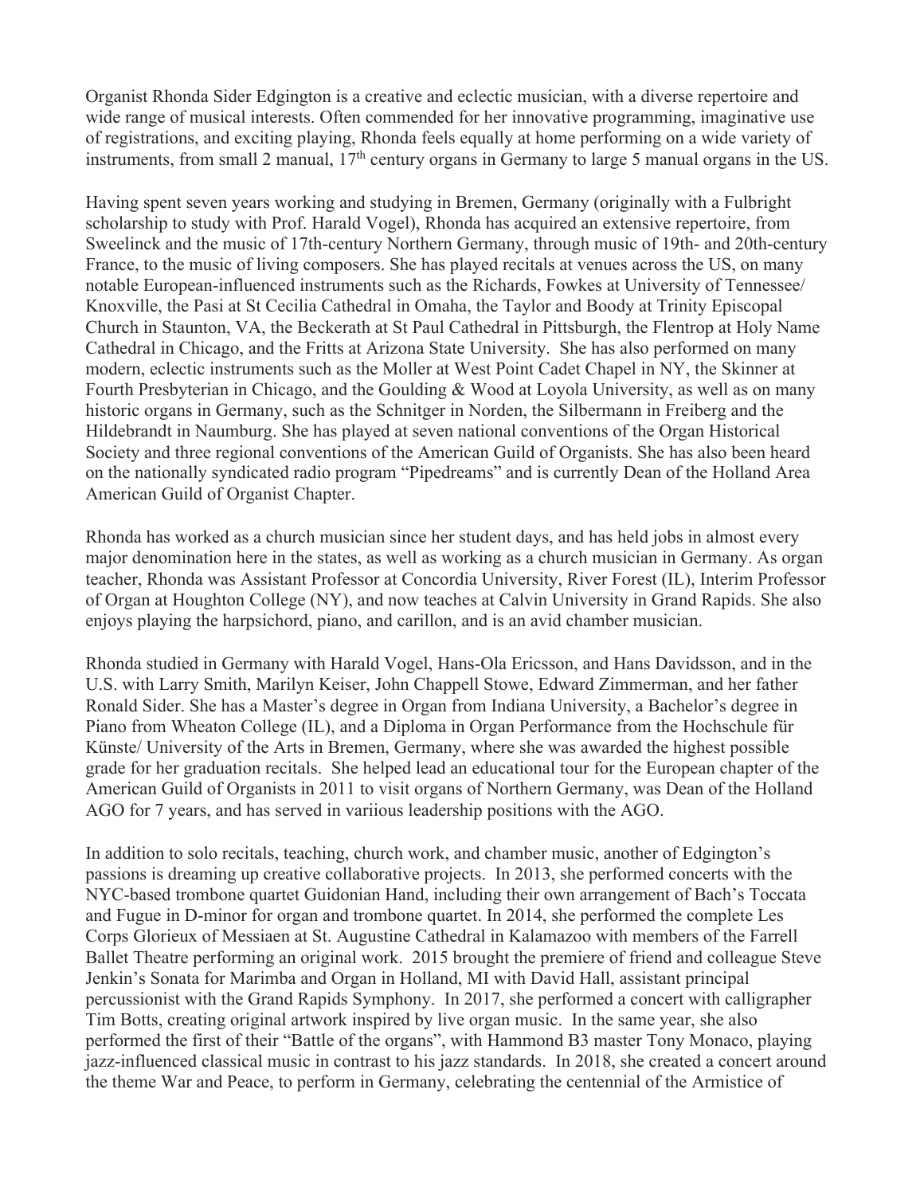Organist Rhonda Sider Edgington is a creative and eclectic musician, with a diverse repertoire and wide range of musical interests. Often commended for her innovative programming, imaginative use of registrations, and exciting playing, Rhonda feels equally at home performing on a wide variety of instruments, from small 2 manual, 17th century organs in Germany to large 5 manual organs in the US.

Having spent seven years working and studying in Bremen, Germany (originally with a Fulbright scholarship to study with Prof. Harald Vogel), Rhonda has acquired an extensive repertoire, from Sweelinck and the music of 17th-century Northern Germany, through music of 19th- and 20th-century France, to the music of living composers. She has played recitals at venues across the US, on many notable European-influenced instruments such as the Richards, Fowkes at University of Tennessee/ Knoxville, the Pasi at St Cecilia Cathedral in Omaha, the Taylor and Boody at Trinity Episcopal Church in Staunton, VA, the Beckerath at St Paul Cathedral in Pittsburgh, the Flentrop at Holy Name Cathedral in Chicago, and the Fritts at Arizona State University. She has also performed on many modern, eclectic instruments such as the Moller at West Point Cadet Chapel in NY, the Skinner at Fourth Presbyterian in Chicago, and the Goulding & Wood at Loyola University, as well as on many historic organs in Germany, such as the Schnitger in Norden, the Silbermann in Freiberg and the Hildebrandt in Naumburg. She has played at seven national conventions of the Organ Historical Society and three regional conventions of the American Guild of Organists. She has also been heard on the nationally syndicated radio program "Pipedreams" and is currently Dean of the Holland Area American Guild of Organist Chapter.

Rhonda has worked as a church musician since her student days, and has held jobs in almost every major denomination here in the states, as well as working as a church musician in Germany. As organ teacher, Rhonda was Assistant Professor at Concordia University, River Forest (IL), Interim Professor of Organ at Houghton College (NY), and now teaches at Calvin University in Grand Rapids. She also enjoys playing the harpsichord, piano, and carillon, and is an avid chamber musician.

Rhonda studied in Germany with Harald Vogel, Hans-Ola Ericsson, and Hans Davidsson, and in the U.S. with Larry Smith, Marilyn Keiser, John Chappell Stowe, Edward Zimmerman, and her father Ronald Sider. She has a Master's degree in Organ from Indiana University, a Bachelor's degree in Piano from Wheaton College (IL), and a Diploma in Organ Performance from the Hochschule für Künste/ University of the Arts in Bremen, Germany, where she was awarded the highest possible grade for her graduation recitals. She helped lead an educational tour for the European chapter of the American Guild of Organists in 2011 to visit organs of Northern Germany, was Dean of the Holland AGO for 7 years, and has served in variious leadership positions with the AGO.

In addition to solo recitals, teaching, church work, and chamber music, another of Edgington's passions is dreaming up creative collaborative projects. In 2013, she performed concerts with the NYC-based trombone quartet Guidonian Hand, including their own arrangement of Bach's Toccata and Fugue in D-minor for organ and trombone quartet. In 2014, she performed the complete Les Corps Glorieux of Messiaen at St. Augustine Cathedral in Kalamazoo with members of the Farrell Ballet Theatre performing an original work. 2015 brought the premiere of friend and colleague Steve Jenkin's Sonata for Marimba and Organ in Holland, MI with David Hall, assistant principal percussionist with the Grand Rapids Symphony. In 2017, she performed a concert with calligrapher Tim Botts, creating original artwork inspired by live organ music. In the same year, she also performed the first of their "Battle of the organs", with Hammond B3 master Tony Monaco, playing jazz-influenced classical music in contrast to his jazz standards. In 2018, she created a concert around the theme War and Peace, to perform in Germany, celebrating the centennial of the Armistice of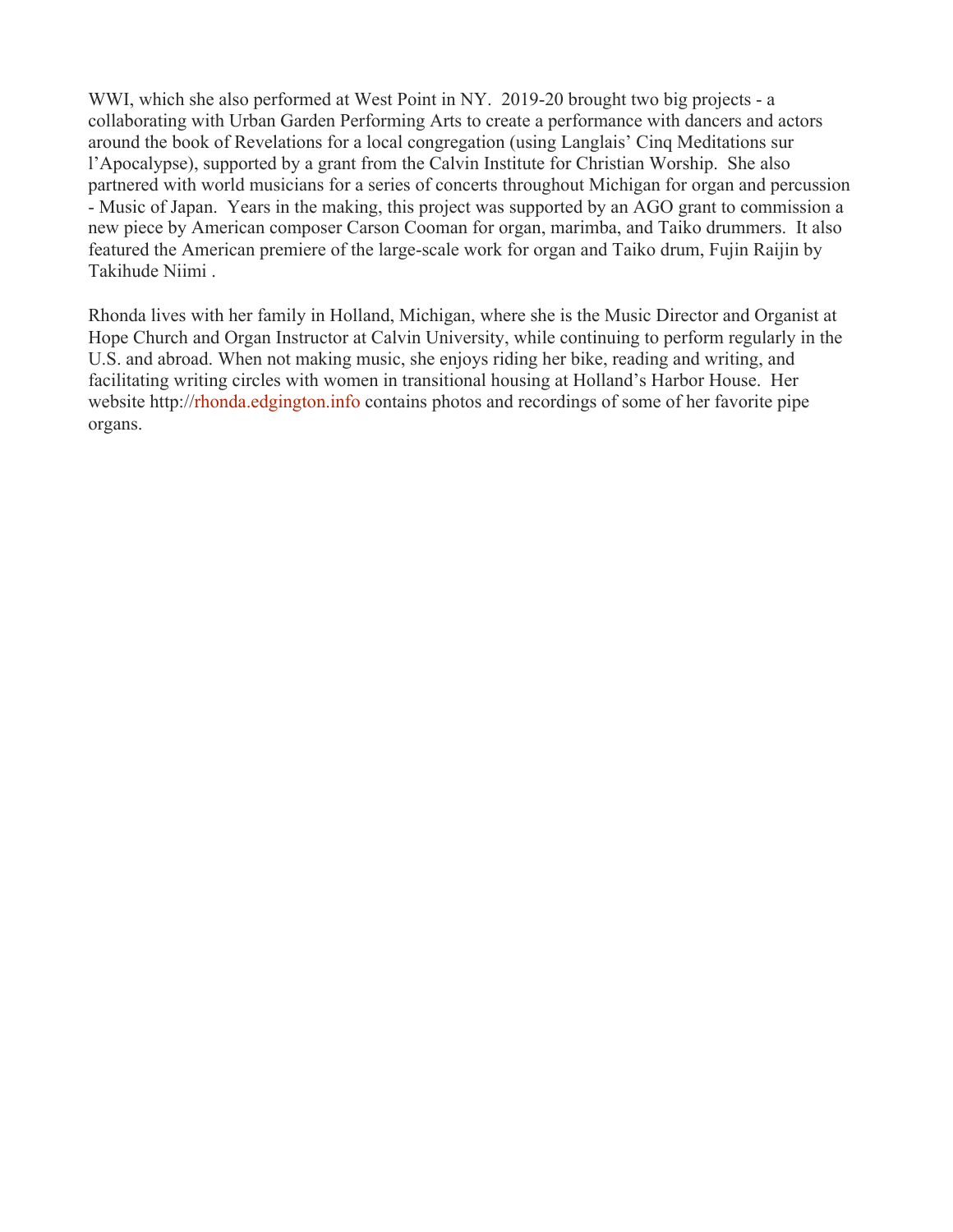WWI, which she also performed at West Point in NY. 2019-20 brought two big projects - a collaborating with Urban Garden Performing Arts to create a performance with dancers and actors around the book of Revelations for a local congregation (using Langlais' Cinq Meditations sur l'Apocalypse), supported by a grant from the Calvin Institute for Christian Worship. She also partnered with world musicians for a series of concerts throughout Michigan for organ and percussion - Music of Japan. Years in the making, this project was supported by an AGO grant to commission a new piece by American composer Carson Cooman for organ, marimba, and Taiko drummers. It also featured the American premiere of the large-scale work for organ and Taiko drum, Fujin Raijin by Takihude Niimi .

Rhonda lives with her family in Holland, Michigan, where she is the Music Director and Organist at Hope Church and Organ Instructor at Calvin University, while continuing to perform regularly in the U.S. and abroad. When not making music, she enjoys riding her bike, reading and writing, and facilitating writing circles with women in transitional housing at Holland's Harbor House. Her website http://rhonda.edgington.info contains photos and recordings of some of her favorite pipe organs.